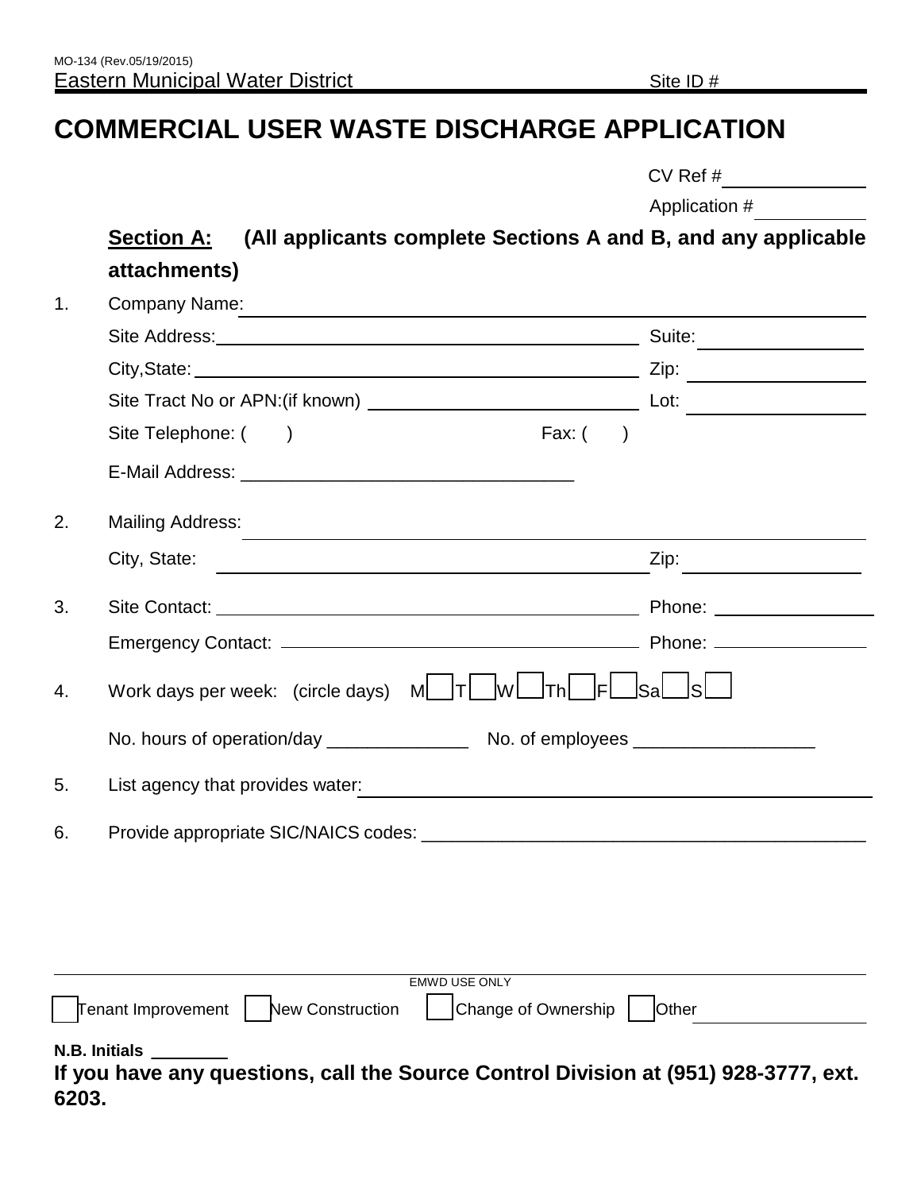MO-134 (Rev.05/19/2015)

Eastern Municipal Water District Site ID # ____

# COMMERCIAL USER WASTE DISCHARGE APPLICATION

CV Ref # ____________

Application # ____________

**Section A: (All applicants complete Sections A and B, and any applicable attachments)**

1. Company Name: ____________________________________________

   Site Address: ______________________________ Suite: ____________

   City,State: ______________________________ Zip: ____________

   Site Tract No or APN:(if known) ______________________ Lot: ____________

   Site Telephone: ( ) Fax: ( )

   E-Mail Address: ________________________________

2. Mailing Address: ____________________________________________

   City, State: ______________________________ Zip: ____________

3. Site Contact: ______________________________ Phone: ____________

   Emergency Contact: ______________________________ Phone: ____________

4. Work days per week: (circle days) M☐ T☐ W☐ Th☐ F☐ Sa☐ S☐

   No. hours of operation/day ______________ No. of employees __________________

5. List agency that provides water: ____________________________________________

6. Provide appropriate SIC/NAICS codes: ____________________________________________

EMWD USE ONLY

☐ Tenant Improvement ☐ New Construction ☐ Change of Ownership ☐ Other ____________

**N.B. Initials** ________

**If you have any questions, call the Source Control Division at (951) 928-3777, ext. 6203.**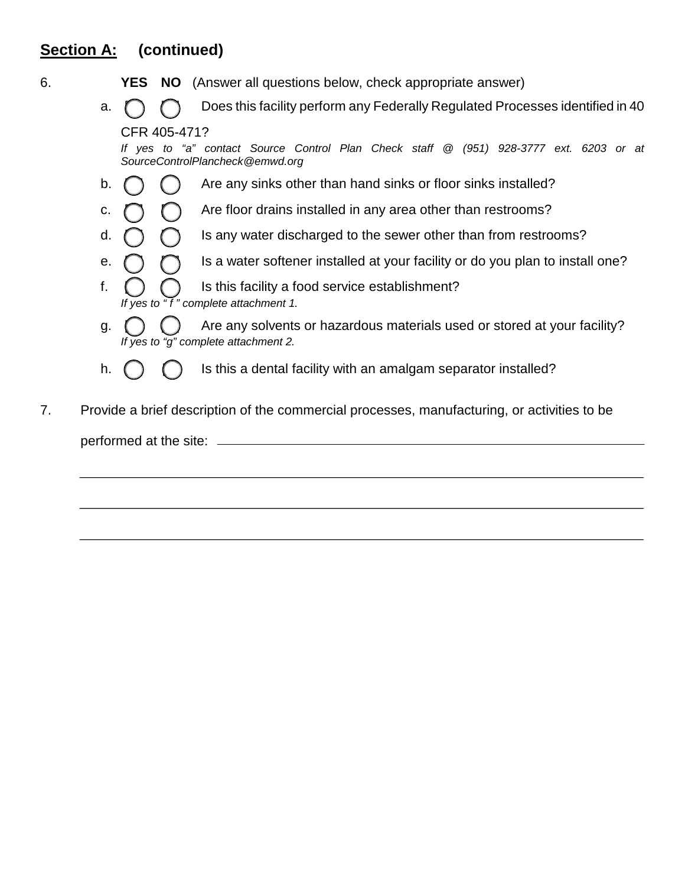## Section A: (continued)

6. **YES** **NO** (Answer all questions below, check appropriate answer)

   a. ◯ ◯ Does this facility perform any Federally Regulated Processes identified in 40 CFR 405-471?
   *If yes to "a" contact Source Control Plan Check staff @ (951) 928-3777 ext. 6203 or at SourceControlPlancheck@emwd.org*

   b. ◯ ◯ Are any sinks other than hand sinks or floor sinks installed?

   c. ◯ ◯ Are floor drains installed in any area other than restrooms?

   d. ◯ ◯ Is any water discharged to the sewer other than from restrooms?

   e. ◯ ◯ Is a water softener installed at your facility or do you plan to install one?

   f. ◯ ◯ Is this facility a food service establishment?
   *If yes to " f " complete attachment 1.*

   g. ◯ ◯ Are any solvents or hazardous materials used or stored at your facility?
   *If yes to "g" complete attachment 2.*

   h. ◯ ◯ Is this a dental facility with an amalgam separator installed?

7. Provide a brief description of the commercial processes, manufacturing, or activities to be performed at the site: ______________________________________________

______________________________________________________________________

______________________________________________________________________

______________________________________________________________________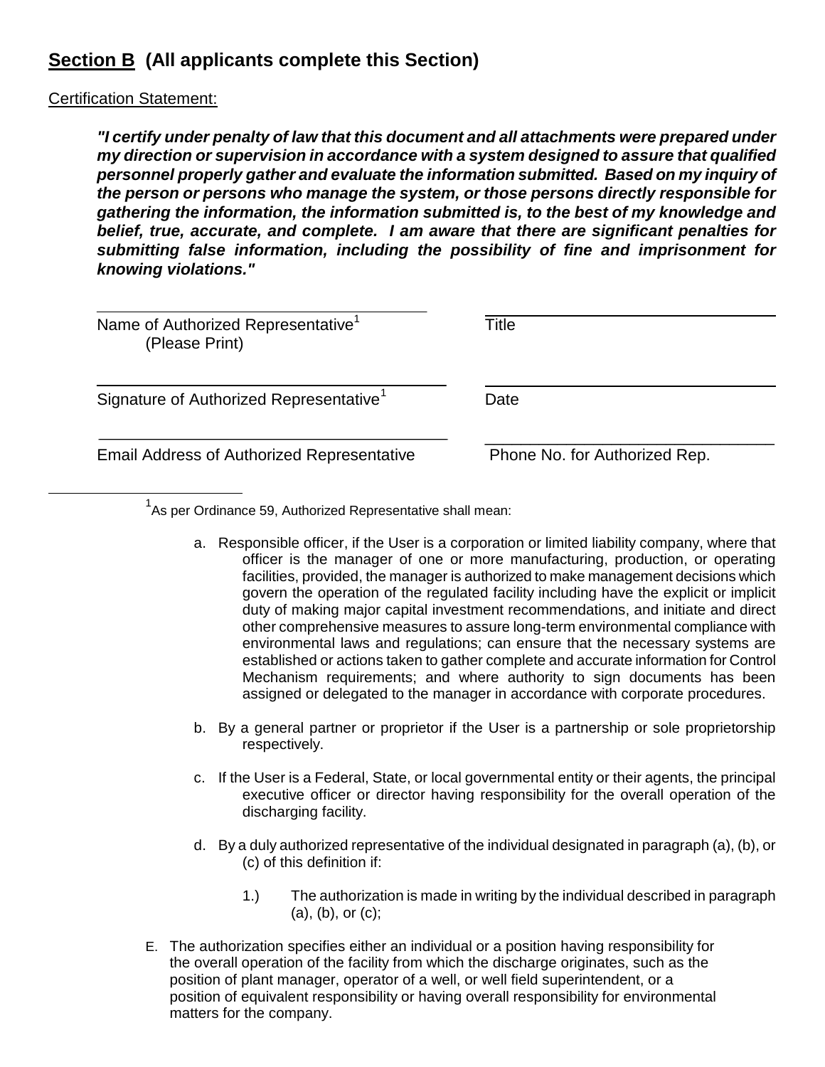## **Section B** (All applicants complete this Section)

Certification Statement:

> ***"I certify under penalty of law that this document and all attachments were prepared under my direction or supervision in accordance with a system designed to assure that qualified personnel properly gather and evaluate the information submitted. Based on my inquiry of the person or persons who manage the system, or those persons directly responsible for gathering the information, the information submitted is, to the best of my knowledge and belief, true, accurate, and complete. I am aware that there are significant penalties for submitting false information, including the possibility of fine and imprisonment for knowing violations."***

| | |
|---|---|
| ______________________________ | ______________________________ |
| Name of Authorized Representative[1] (Please Print) | Title |
| ______________________________ | ______________________________ |
| Signature of Authorized Representative[1] | Date |
| ______________________________ | ______________________________ |
| Email Address of Authorized Representative | Phone No. for Authorized Rep. |

---

[1]As per Ordinance 59, Authorized Representative shall mean:

a. Responsible officer, if the User is a corporation or limited liability company, where that officer is the manager of one or more manufacturing, production, or operating facilities, provided, the manager is authorized to make management decisions which govern the operation of the regulated facility including have the explicit or implicit duty of making major capital investment recommendations, and initiate and direct other comprehensive measures to assure long-term environmental compliance with environmental laws and regulations; can ensure that the necessary systems are established or actions taken to gather complete and accurate information for Control Mechanism requirements; and where authority to sign documents has been assigned or delegated to the manager in accordance with corporate procedures.

b. By a general partner or proprietor if the User is a partnership or sole proprietorship respectively.

c. If the User is a Federal, State, or local governmental entity or their agents, the principal executive officer or director having responsibility for the overall operation of the discharging facility.

d. By a duly authorized representative of the individual designated in paragraph (a), (b), or (c) of this definition if:

   1.) The authorization is made in writing by the individual described in paragraph (a), (b), or (c);

E. The authorization specifies either an individual or a position having responsibility for the overall operation of the facility from which the discharge originates, such as the position of plant manager, operator of a well, or well field superintendent, or a position of equivalent responsibility or having overall responsibility for environmental matters for the company.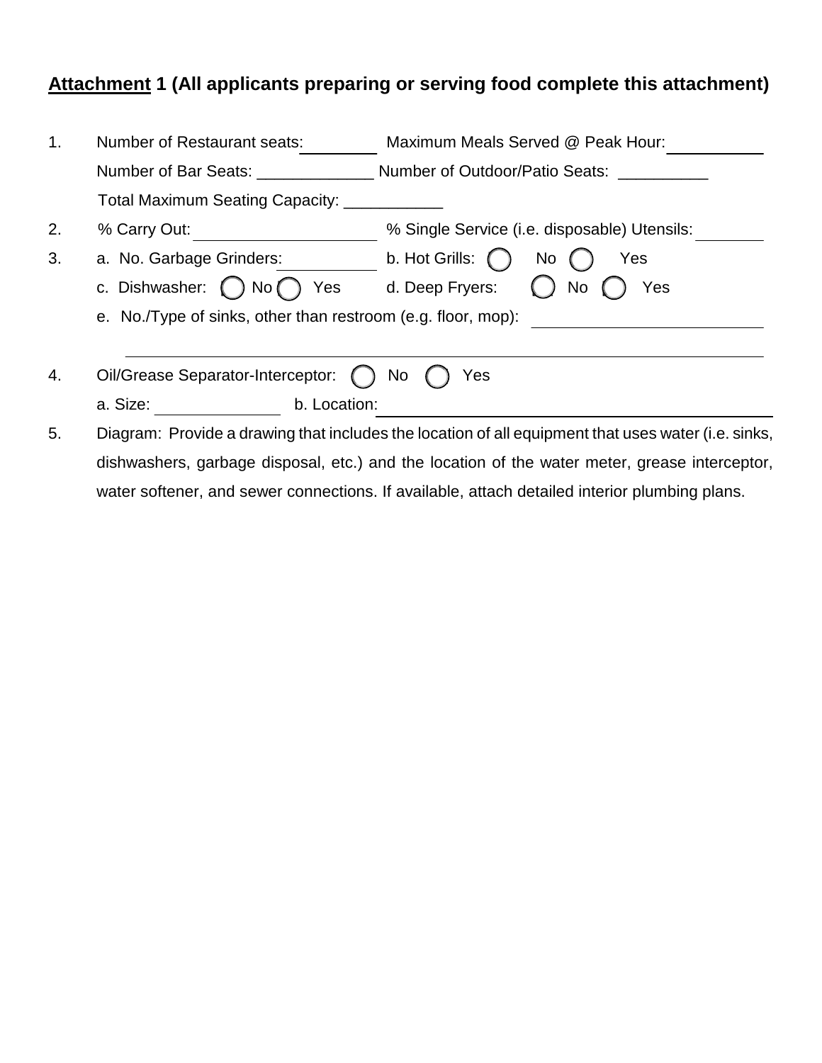**<u>Attachment</u> 1 (All applicants preparing or serving food complete this attachment)**

1. Number of Restaurant seats:\_\_\_\_\_\_\_\_ Maximum Meals Served @ Peak Hour:\_\_\_\_\_\_\_\_\_\_

   Number of Bar Seats: \_\_\_\_\_\_\_\_\_\_\_\_\_ Number of Outdoor/Patio Seats: \_\_\_\_\_\_\_\_\_\_

   Total Maximum Seating Capacity: \_\_\_\_\_\_\_\_\_\_\_

2. % Carry Out:\_\_\_\_\_\_\_\_\_\_\_\_\_\_\_\_\_\_ % Single Service (i.e. disposable) Utensils:\_\_\_\_\_\_\_\_

3. a. No. Garbage Grinders:\_\_\_\_\_\_\_\_\_\_ b. Hot Grills: ◯ No ◯ Yes

   c. Dishwasher: ◯ No ◯ Yes d. Deep Fryers: ◯ No ◯ Yes

   e. No./Type of sinks, other than restroom (e.g. floor, mop): \_\_\_\_\_\_\_\_\_\_\_\_\_\_\_\_\_\_\_\_\_\_\_\_\_

   \_\_\_\_\_\_\_\_\_\_\_\_\_\_\_\_\_\_\_\_\_\_\_\_\_\_\_\_\_\_\_\_\_\_\_\_\_\_\_\_\_\_\_\_\_\_\_\_\_\_\_\_\_\_\_\_\_\_\_\_\_\_\_\_\_\_\_\_\_

4. Oil/Grease Separator-Interceptor: ◯ No ◯ Yes

   a. Size: \_\_\_\_\_\_\_\_\_\_\_\_\_ b. Location:\_\_\_\_\_\_\_\_\_\_\_\_\_\_\_\_\_\_\_\_\_\_\_\_\_\_\_\_\_\_\_\_\_\_\_\_\_\_\_\_\_\_

5. Diagram: Provide a drawing that includes the location of all equipment that uses water (i.e. sinks, dishwashers, garbage disposal, etc.) and the location of the water meter, grease interceptor, water softener, and sewer connections. If available, attach detailed interior plumbing plans.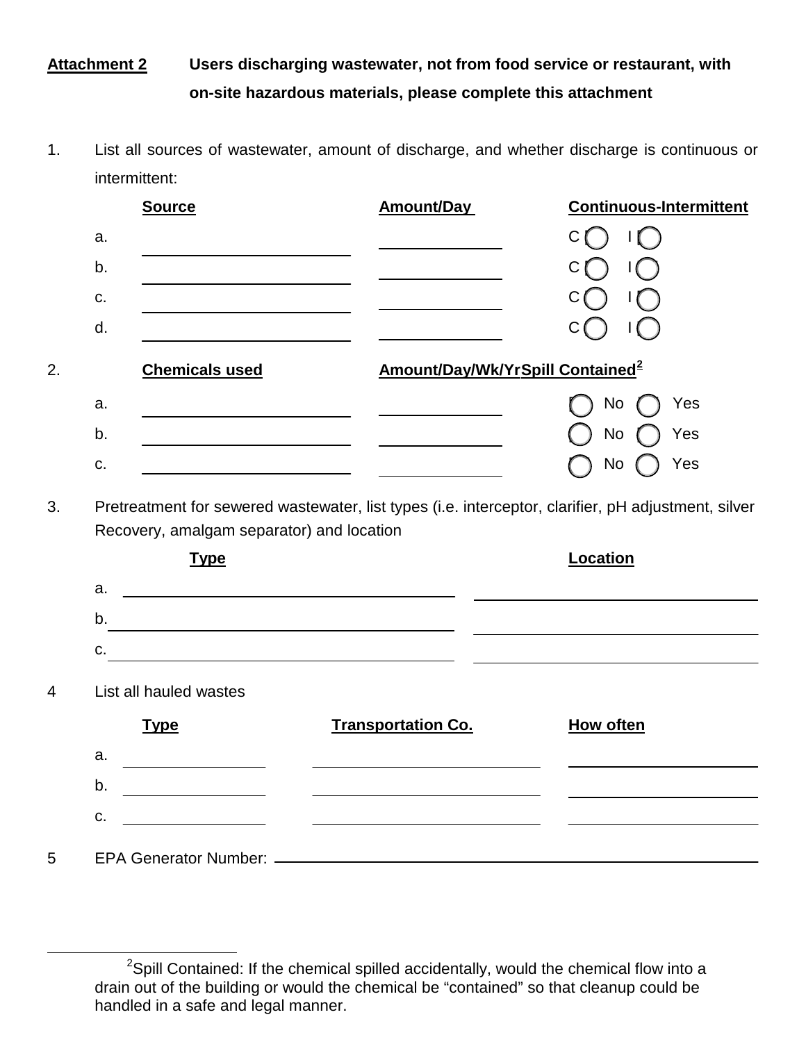**Attachment 2** **Users discharging wastewater, not from food service or restaurant, with on-site hazardous materials, please complete this attachment**

1. List all sources of wastewater, amount of discharge, and whether discharge is continuous or intermittent:

| | Source | Amount/Day | Continuous-Intermittent |
|---|---|---|---|
| a. | | | C ◯ I ◯ |
| b. | | | C ◯ I ◯ |
| c. | | | C ◯ I ◯ |
| d. | | | C ◯ I ◯ |

2.

| | Chemicals used | Amount/Day/Wk/Yr | Spill Contained[2] |
|---|---|---|---|
| a. | | | ◯ No ◯ Yes |
| b. | | | ◯ No ◯ Yes |
| c. | | | ◯ No ◯ Yes |

3. Pretreatment for sewered wastewater, list types (i.e. interceptor, clarifier, pH adjustment, silver Recovery, amalgam separator) and location

| | Type | Location |
|---|---|---|
| a. | | |
| b. | | |
| c. | | |

4 List all hauled wastes

| | Type | Transportation Co. | How often |
|---|---|---|---|
| a. | | | |
| b. | | | |
| c. | | | |

5 EPA Generator Number: \_\_\_\_\_\_\_\_\_\_\_\_\_\_\_\_\_\_\_\_\_\_\_\_\_\_\_\_\_\_

---

[2] Spill Contained: If the chemical spilled accidentally, would the chemical flow into a drain out of the building or would the chemical be "contained" so that cleanup could be handled in a safe and legal manner.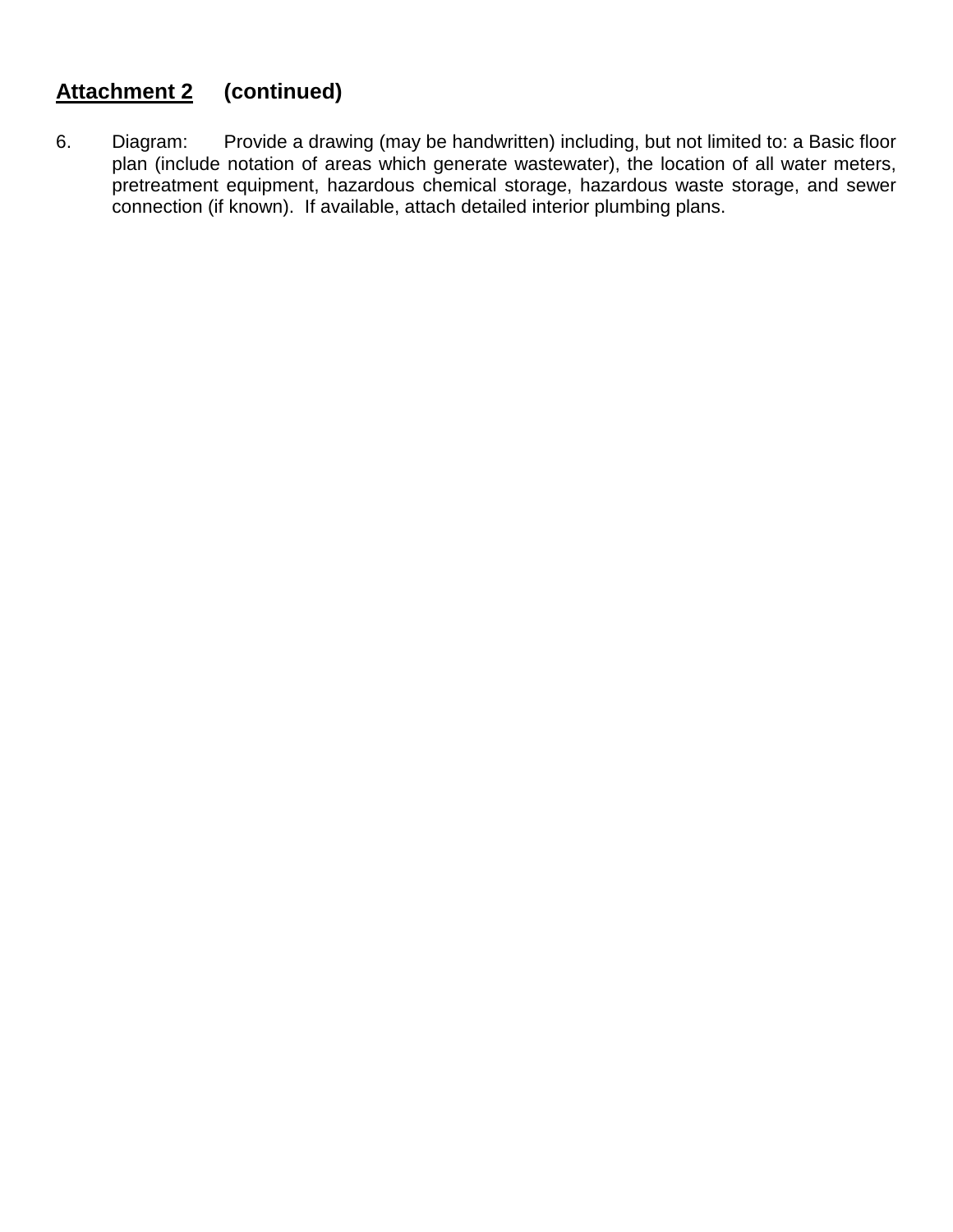**<u>Attachment 2</u> (continued)**

6. Diagram: Provide a drawing (may be handwritten) including, but not limited to: a Basic floor plan (include notation of areas which generate wastewater), the location of all water meters, pretreatment equipment, hazardous chemical storage, hazardous waste storage, and sewer connection (if known). If available, attach detailed interior plumbing plans.